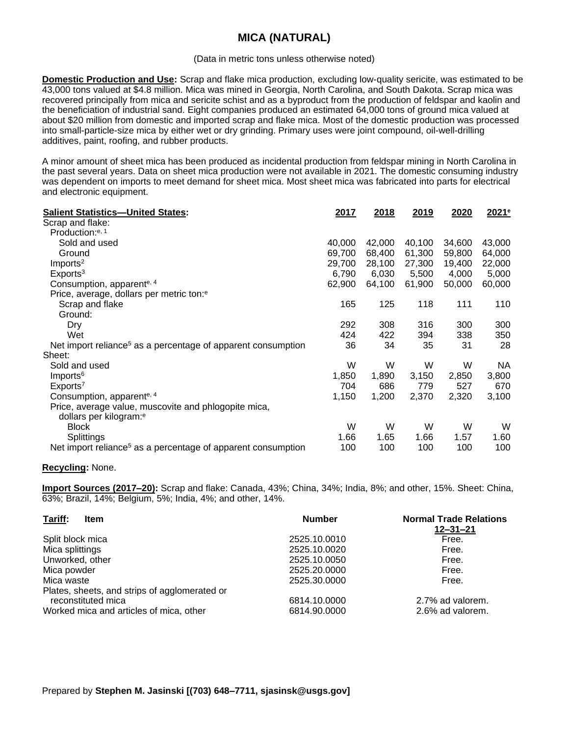# MICA (NATURAL)

(Data in metric tons unless otherwise noted)

**Domestic Production and Use:** Scrap and flake mica production, excluding low-quality sericite, was estimated to be 43,000 tons valued at $4.8 million. Mica was mined in Georgia, North Carolina, and South Dakota. Scrap mica was recovered principally from mica and sericite schist and as a byproduct from the production of feldspar and kaolin and the beneficiation of industrial sand. Eight companies produced an estimated 64,000 tons of ground mica valued at about $20 million from domestic and imported scrap and flake mica. Most of the domestic production was processed into small-particle-size mica by either wet or dry grinding. Primary uses were joint compound, oil-well-drilling additives, paint, roofing, and rubber products.

A minor amount of sheet mica has been produced as incidental production from feldspar mining in North Carolina in the past several years. Data on sheet mica production were not available in 2021. The domestic consuming industry was dependent on imports to meet demand for sheet mica. Most sheet mica was fabricated into parts for electrical and electronic equipment.

| Salient Statistics—United States: | 2017 | 2018 | 2019 | 2020 | 2021[e] |
|---|---|---|---|---|---|
| Scrap and flake: | | | | | |
| Production:[e, 1] | | | | | |
| Sold and used | 40,000 | 42,000 | 40,100 | 34,600 | 43,000 |
| Ground | 69,700 | 68,400 | 61,300 | 59,800 | 64,000 |
| Imports[2] | 29,700 | 28,100 | 27,300 | 19,400 | 22,000 |
| Exports[3] | 6,790 | 6,030 | 5,500 | 4,000 | 5,000 |
| Consumption, apparent[e, 4] | 62,900 | 64,100 | 61,900 | 50,000 | 60,000 |
| Price, average, dollars per metric ton:[e] | | | | | |
| Scrap and flake | 165 | 125 | 118 | 111 | 110 |
| Ground: | | | | | |
| Dry | 292 | 308 | 316 | 300 | 300 |
| Wet | 424 | 422 | 394 | 338 | 350 |
| Net import reliance[5] as a percentage of apparent consumption | 36 | 34 | 35 | 31 | 28 |
| Sheet: | | | | | |
| Sold and used | W | W | W | W | NA |
| Imports[6] | 1,850 | 1,890 | 3,150 | 2,850 | 3,800 |
| Exports[7] | 704 | 686 | 779 | 527 | 670 |
| Consumption, apparent[e, 4] | 1,150 | 1,200 | 2,370 | 2,320 | 3,100 |
| Price, average value, muscovite and phlogopite mica, dollars per kilogram:[e] | | | | | |
| Block | W | W | W | W | W |
| Splittings | 1.66 | 1.65 | 1.66 | 1.57 | 1.60 |
| Net import reliance[5] as a percentage of apparent consumption | 100 | 100 | 100 | 100 | 100 |

**Recycling:** None.

**Import Sources (2017–20):** Scrap and flake: Canada, 43%; China, 34%; India, 8%; and other, 15%. Sheet: China, 63%; Brazil, 14%; Belgium, 5%; India, 4%; and other, 14%.

| Tariff: Item | Number | Normal Trade Relations 12–31–21 |
|---|---|---|
| Split block mica | 2525.10.0010 | Free. |
| Mica splittings | 2525.10.0020 | Free. |
| Unworked, other | 2525.10.0050 | Free. |
| Mica powder | 2525.20.0000 | Free. |
| Mica waste | 2525.30.0000 | Free. |
| Plates, sheets, and strips of agglomerated or reconstituted mica | 6814.10.0000 | 2.7% ad valorem. |
| Worked mica and articles of mica, other | 6814.90.0000 | 2.6% ad valorem. |

Prepared by **Stephen M. Jasinski [(703) 648–7711, sjasinsk@usgs.gov]**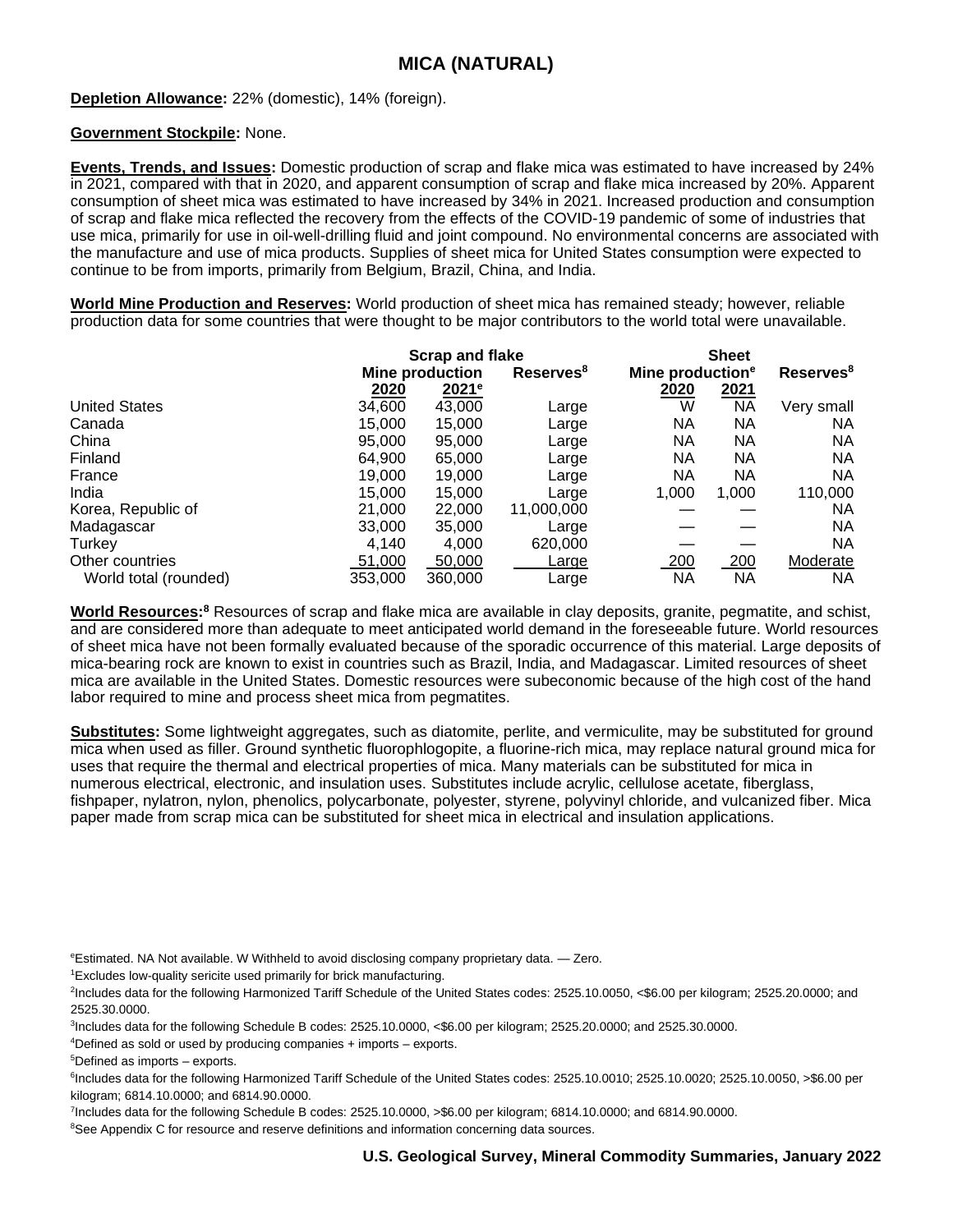# MICA (NATURAL)

**Depletion Allowance:** 22% (domestic), 14% (foreign).

**Government Stockpile:** None.

**Events, Trends, and Issues:** Domestic production of scrap and flake mica was estimated to have increased by 24% in 2021, compared with that in 2020, and apparent consumption of scrap and flake mica increased by 20%. Apparent consumption of sheet mica was estimated to have increased by 34% in 2021. Increased production and consumption of scrap and flake mica reflected the recovery from the effects of the COVID-19 pandemic of some of industries that use mica, primarily for use in oil-well-drilling fluid and joint compound. No environmental concerns are associated with the manufacture and use of mica products. Supplies of sheet mica for United States consumption were expected to continue to be from imports, primarily from Belgium, Brazil, China, and India.

**World Mine Production and Reserves:** World production of sheet mica has remained steady; however, reliable production data for some countries that were thought to be major contributors to the world total were unavailable.

| | Scrap and flake | | | Sheet | | |
|---|---|---|---|---|---|---|
| | Mine production | | Reserves[8] | Mine production[e] | | Reserves[8] |
| | 2020 | 2021[e] | | 2020 | 2021 | |
| United States | 34,600 | 43,000 | Large | W | NA | Very small |
| Canada | 15,000 | 15,000 | Large | NA | NA | NA |
| China | 95,000 | 95,000 | Large | NA | NA | NA |
| Finland | 64,900 | 65,000 | Large | NA | NA | NA |
| France | 19,000 | 19,000 | Large | NA | NA | NA |
| India | 15,000 | 15,000 | Large | 1,000 | 1,000 | 110,000 |
| Korea, Republic of | 21,000 | 22,000 | 11,000,000 | — | — | NA |
| Madagascar | 33,000 | 35,000 | Large | — | — | NA |
| Turkey | 4,140 | 4,000 | 620,000 | — | — | NA |
| Other countries | 51,000 | 50,000 | Large | 200 | 200 | Moderate |
| World total (rounded) | 353,000 | 360,000 | Large | NA | NA | NA |

**World Resources:[8]** Resources of scrap and flake mica are available in clay deposits, granite, pegmatite, and schist, and are considered more than adequate to meet anticipated world demand in the foreseeable future. World resources of sheet mica have not been formally evaluated because of the sporadic occurrence of this material. Large deposits of mica-bearing rock are known to exist in countries such as Brazil, India, and Madagascar. Limited resources of sheet mica are available in the United States. Domestic resources were subeconomic because of the high cost of the hand labor required to mine and process sheet mica from pegmatites.

**Substitutes:** Some lightweight aggregates, such as diatomite, perlite, and vermiculite, may be substituted for ground mica when used as filler. Ground synthetic fluorophlogopite, a fluorine-rich mica, may replace natural ground mica for uses that require the thermal and electrical properties of mica. Many materials can be substituted for mica in numerous electrical, electronic, and insulation uses. Substitutes include acrylic, cellulose acetate, fiberglass, fishpaper, nylatron, nylon, phenolics, polycarbonate, polyester, styrene, polyvinyl chloride, and vulcanized fiber. Mica paper made from scrap mica can be substituted for sheet mica in electrical and insulation applications.

[e]Estimated. NA Not available. W Withheld to avoid disclosing company proprietary data. — Zero.

[1]Excludes low-quality sericite used primarily for brick manufacturing.

[2]Includes data for the following Harmonized Tariff Schedule of the United States codes: 2525.10.0050, <$6.00 per kilogram; 2525.20.0000; and 2525.30.0000.

[3]Includes data for the following Schedule B codes: 2525.10.0000, <$6.00 per kilogram; 2525.20.0000; and 2525.30.0000.

[4]Defined as sold or used by producing companies + imports – exports.

[5]Defined as imports – exports.

[6]Includes data for the following Harmonized Tariff Schedule of the United States codes: 2525.10.0010; 2525.10.0020; 2525.10.0050, >$6.00 per kilogram; 6814.10.0000; and 6814.90.0000.

[7]Includes data for the following Schedule B codes: 2525.10.0000, >$6.00 per kilogram; 6814.10.0000; and 6814.90.0000.

[8]See Appendix C for resource and reserve definitions and information concerning data sources.

**U.S. Geological Survey, Mineral Commodity Summaries, January 2022**